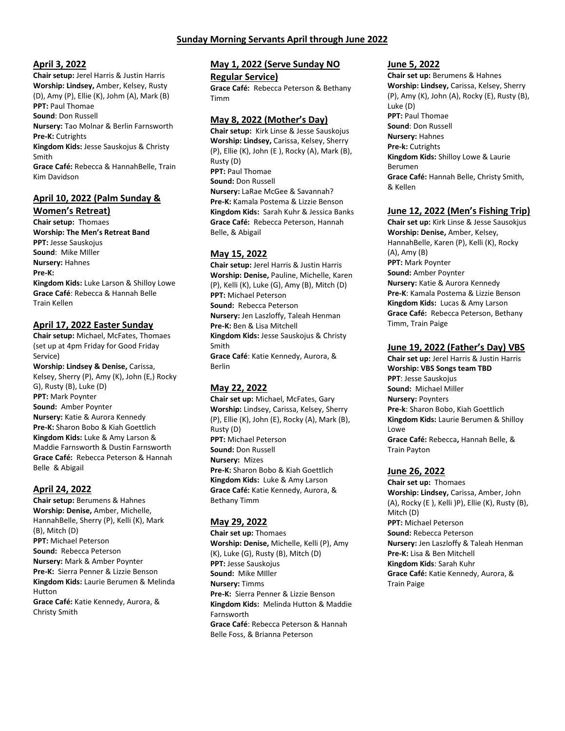# Sunday Morning Servants April through June 2022

## April 3, 2022

**Chair setup:** Jerel Harris & Justin Harris
**Worship: Lindsey,** Amber, Kelsey, Rusty (D), Amy (P), Ellie (K), Johm (A), Mark (B)
**PPT:** Paul Thomae
**Sound**: Don Russell
**Nursery:** Tao Molnar & Berlin Farnsworth
**Pre-K:** Cutrights
**Kingdom Kids:** Jesse Sauskojus & Christy Smith
**Grace Café:** Rebecca & HannahBelle, Train Kim Davidson

## April 10, 2022 (Palm Sunday & Women's Retreat)

**Chair setup:** Thomaes
**Worship: The Men's Retreat Band**
**PPT:** Jesse Sauskojus
**Sound**: Mike MIller
**Nursery:** Hahnes
**Pre-K:**
**Kingdom Kids:** Luke Larson & Shilloy Lowe
**Grace Café**: Rebecca & Hannah Belle Train Kellen

## April 17, 2022 Easter Sunday

**Chair setup:** Michael, McFates, Thomaes (set up at 4pm Friday for Good Friday Service)
**Worship: Lindsey & Denise,** Carissa, Kelsey, Sherry (P), Amy (K), John (E,) Rocky G), Rusty (B), Luke (D)
**PPT:** Mark Poynter
**Sound:** Amber Poynter
**Nursery:** Katie & Aurora Kennedy
**Pre-K:** Sharon Bobo & Kiah Goettlich
**Kingdom Kids:** Luke & Amy Larson & Maddie Farnsworth & Dustin Farnsworth
**Grace Café:** Rebecca Peterson & Hannah Belle & Abigail

## April 24, 2022

**Chair setup:** Berumens & Hahnes
**Worship: Denise,** Amber, Michelle, HannahBelle, Sherry (P), Kelli (K), Mark (B), Mitch (D)
**PPT:** Michael Peterson
**Sound:** Rebecca Peterson
**Nursery:** Mark & Amber Poynter
**Pre-K:** Sierra Penner & Lizzie Benson
**Kingdom Kids:** Laurie Berumen & Melinda Hutton
**Grace Café:** Katie Kennedy, Aurora, & Christy Smith

## May 1, 2022 (Serve Sunday NO Regular Service)

**Grace Café:** Rebecca Peterson & Bethany Timm

## May 8, 2022 (Mother's Day)

**Chair setup:** Kirk Linse & Jesse Sauskojus
**Worship: Lindsey,** Carissa, Kelsey, Sherry (P), Ellie (K), John (E ), Rocky (A), Mark (B), Rusty (D)
**PPT:** Paul Thomae
**Sound:** Don Russell
**Nursery:** LaRae McGee & Savannah?
**Pre-K:** Kamala Postema & Lizzie Benson
**Kingdom Kids:** Sarah Kuhr & Jessica Banks
**Grace Café:** Rebecca Peterson, Hannah Belle, & Abigail

## May 15, 2022

**Chair setup:** Jerel Harris & Justin Harris
**Worship: Denise,** Pauline, Michelle, Karen (P), Kelli (K), Luke (G), Amy (B), Mitch (D)
**PPT:** Michael Peterson
**Sound:** Rebecca Peterson
**Nursery:** Jen Laszloffy, Taleah Henman
**Pre-K:** Ben & Lisa Mitchell
**Kingdom Kids:** Jesse Sauskojus & Christy Smith
**Grace Café**: Katie Kennedy, Aurora, & Berlin

## May 22, 2022

**Chair set up:** Michael, McFates, Gary
**Worship:** Lindsey, Carissa, Kelsey, Sherry (P), Ellie (K), John (E), Rocky (A), Mark (B), Rusty (D)
**PPT:** Michael Peterson
**Sound:** Don Russell
**Nursery:** Mizes
**Pre-K:** Sharon Bobo & Kiah Goettlich
**Kingdom Kids:** Luke & Amy Larson
**Grace Café:** Katie Kennedy, Aurora, & Bethany Timm

## May 29, 2022

**Chair set up:** Thomaes
**Worship: Denise,** Michelle, Kelli (P), Amy (K), Luke (G), Rusty (B), Mitch (D)
**PPT:** Jesse Sauskojus
**Sound:** Mike MIller
**Nursery:** Timms
**Pre-K:** Sierra Penner & Lizzie Benson
**Kingdom Kids:** Melinda Hutton & Maddie Farnsworth
**Grace Café**: Rebecca Peterson & Hannah Belle Foss, & Brianna Peterson

## June 5, 2022

**Chair set up:** Berumens & Hahnes
**Worship: Lindsey,** Carissa, Kelsey, Sherry (P), Amy (K), John (A), Rocky (E), Rusty (B), Luke (D)
**PPT:** Paul Thomae
**Sound**: Don Russell
**Nursery:** Hahnes
**Pre-k:** Cutrights
**Kingdom Kids:** Shilloy Lowe & Laurie Berumen
**Grace Café:** Hannah Belle, Christy Smith, & Kellen

## June 12, 2022 (Men's Fishing Trip)

**Chair set up:** Kirk Linse & Jesse Sausokjus
**Worship: Denise,** Amber, Kelsey, HannahBelle, Karen (P), Kelli (K), Rocky (A), Amy (B)
**PPT:** Mark Poynter
**Sound:** Amber Poynter
**Nursery:** Katie & Aurora Kennedy
**Pre-K**: Kamala Postema & Lizzie Benson
**Kingdom Kids:** Lucas & Amy Larson
**Grace Café:** Rebecca Peterson, Bethany Timm, Train Paige

## June 19, 2022 (Father's Day) VBS

**Chair set up:** Jerel Harris & Justin Harris
**Worship: VBS Songs team TBD**
**PPT**: Jesse Sauskojus
**Sound:** Michael Miller
**Nursery:** Poynters
**Pre-k**: Sharon Bobo, Kiah Goettlich
**Kingdom Kids:** Laurie Berumen & Shilloy Lowe
**Grace Café:** Rebecca**,** Hannah Belle, & Train Payton

## June 26, 2022

**Chair set up:** Thomaes
**Worship: Lindsey,** Carissa, Amber, John (A), Rocky (E ), Kelli )P), Ellie (K), Rusty (B), Mitch (D)
**PPT:** Michael Peterson
**Sound:** Rebecca Peterson
**Nursery:** Jen Laszloffy & Taleah Henman
**Pre-K:** Lisa & Ben Mitchell
**Kingdom Kids**: Sarah Kuhr
**Grace Café:** Katie Kennedy, Aurora, & Train Paige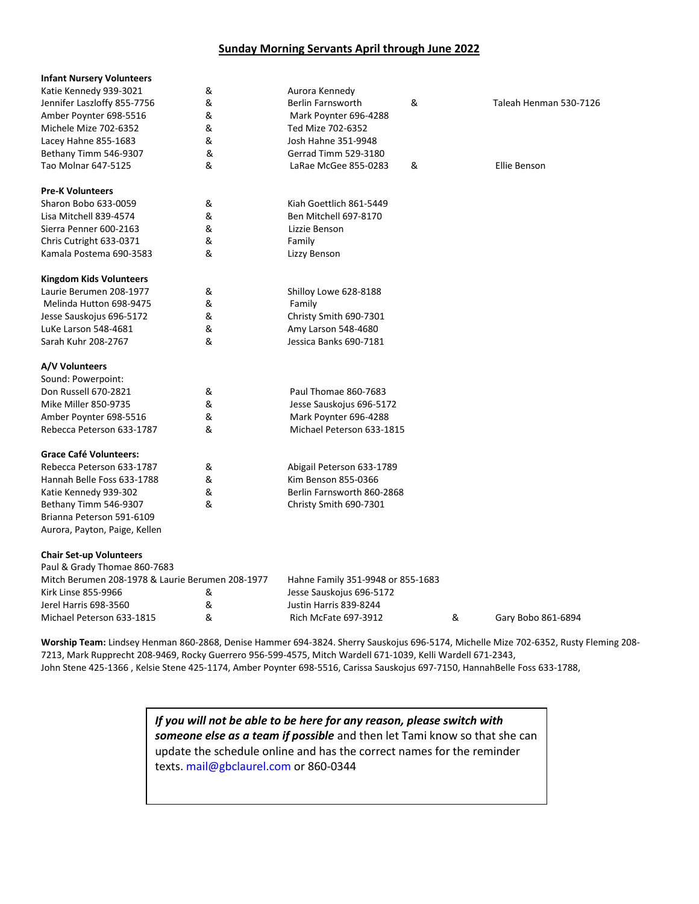## Sunday Morning Servants April through June 2022

**Infant Nursery Volunteers**

| | | | | |
|---|---|---|---|---|
| Katie Kennedy 939-3021 | & | Aurora Kennedy | | |
| Jennifer Laszloffy 855-7756 | & | Berlin Farnsworth | & | Taleah Henman 530-7126 |
| Amber Poynter 698-5516 | & | Mark Poynter 696-4288 | | |
| Michele Mize 702-6352 | & | Ted Mize 702-6352 | | |
| Lacey Hahne 855-1683 | & | Josh Hahne 351-9948 | | |
| Bethany Timm 546-9307 | & | Gerrad Timm 529-3180 | | |
| Tao Molnar 647-5125 | & | LaRae McGee 855-0283 | & | Ellie Benson |

**Pre-K Volunteers**

| | | |
|---|---|---|
| Sharon Bobo 633-0059 | & | Kiah Goettlich 861-5449 |
| Lisa Mitchell 839-4574 | & | Ben Mitchell 697-8170 |
| Sierra Penner 600-2163 | & | Lizzie Benson |
| Chris Cutright 633-0371 | & | Family |
| Kamala Postema 690-3583 | & | Lizzy Benson |

**Kingdom Kids Volunteers**

| | | |
|---|---|---|
| Laurie Berumen 208-1977 | & | Shilloy Lowe 628-8188 |
| Melinda Hutton 698-9475 | & | Family |
| Jesse Sauskojus 696-5172 | & | Christy Smith 690-7301 |
| LuKe Larson 548-4681 | & | Amy Larson 548-4680 |
| Sarah Kuhr 208-2767 | & | Jessica Banks 690-7181 |

**A/V Volunteers**

Sound: Powerpoint:

| | | |
|---|---|---|
| Don Russell 670-2821 | & | Paul Thomae 860-7683 |
| Mike Miller 850-9735 | & | Jesse Sauskojus 696-5172 |
| Amber Poynter 698-5516 | & | Mark Poynter 696-4288 |
| Rebecca Peterson 633-1787 | & | Michael Peterson 633-1815 |

**Grace Café Volunteers:**

| | | |
|---|---|---|
| Rebecca Peterson 633-1787 | & | Abigail Peterson 633-1789 |
| Hannah Belle Foss 633-1788 | & | Kim Benson 855-0366 |
| Katie Kennedy 939-302 | & | Berlin Farnsworth 860-2868 |
| Bethany Timm 546-9307 | & | Christy Smith 690-7301 |
| Brianna Peterson 591-6109 | | |
| Aurora, Payton, Paige, Kellen | | |

**Chair Set-up Volunteers**

| | | | | |
|---|---|---|---|---|
| Paul & Grady Thomae 860-7683 | | | | |
| Mitch Berumen 208-1978 & Laurie Berumen 208-1977 | | Hahne Family 351-9948 or 855-1683 | | |
| Kirk Linse 855-9966 | & | Jesse Sauskojus 696-5172 | | |
| Jerel Harris 698-3560 | & | Justin Harris 839-8244 | | |
| Michael Peterson 633-1815 | & | Rich McFate 697-3912 | & | Gary Bobo 861-6894 |

**Worship Team:** Lindsey Henman 860-2868, Denise Hammer 694-3824. Sherry Sauskojus 696-5174, Michelle Mize 702-6352, Rusty Fleming 208-7213, Mark Rupprecht 208-9469, Rocky Guerrero 956-599-4575, Mitch Wardell 671-1039, Kelli Wardell 671-2343, John Stene 425-1366 , Kelsie Stene 425-1174, Amber Poynter 698-5516, Carissa Sauskojus 697-7150, HannahBelle Foss 633-1788,

> ***If you will not be able to be here for any reason, please switch with someone else as a team if possible*** and then let Tami know so that she can update the schedule online and has the correct names for the reminder texts. mail@gbclaurel.com or 860-0344